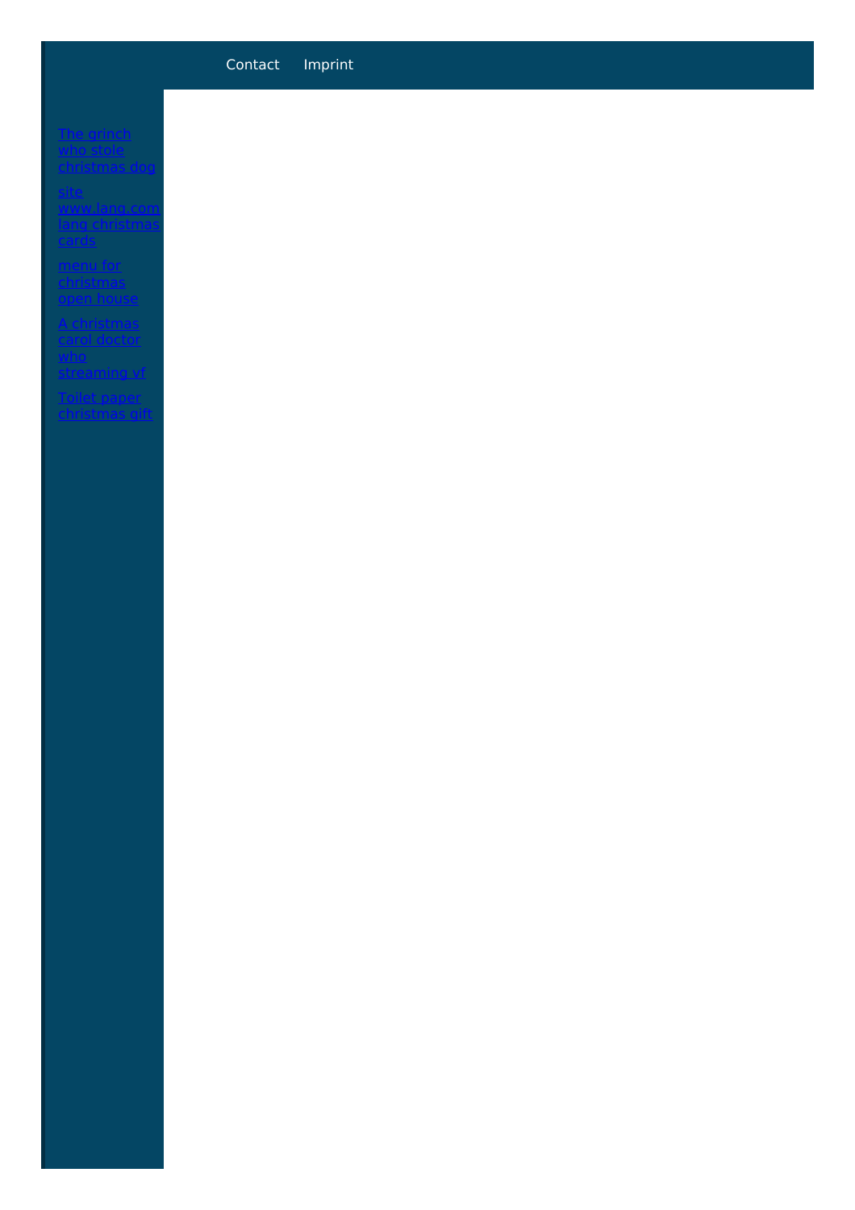Contact Imprint

- The grinch who stole christmas dog
- site www.lang.com lang christmas cards
- menu for christmas open house
- A christmas carol doctor who streaming vf
- Toilet paper christmas gift